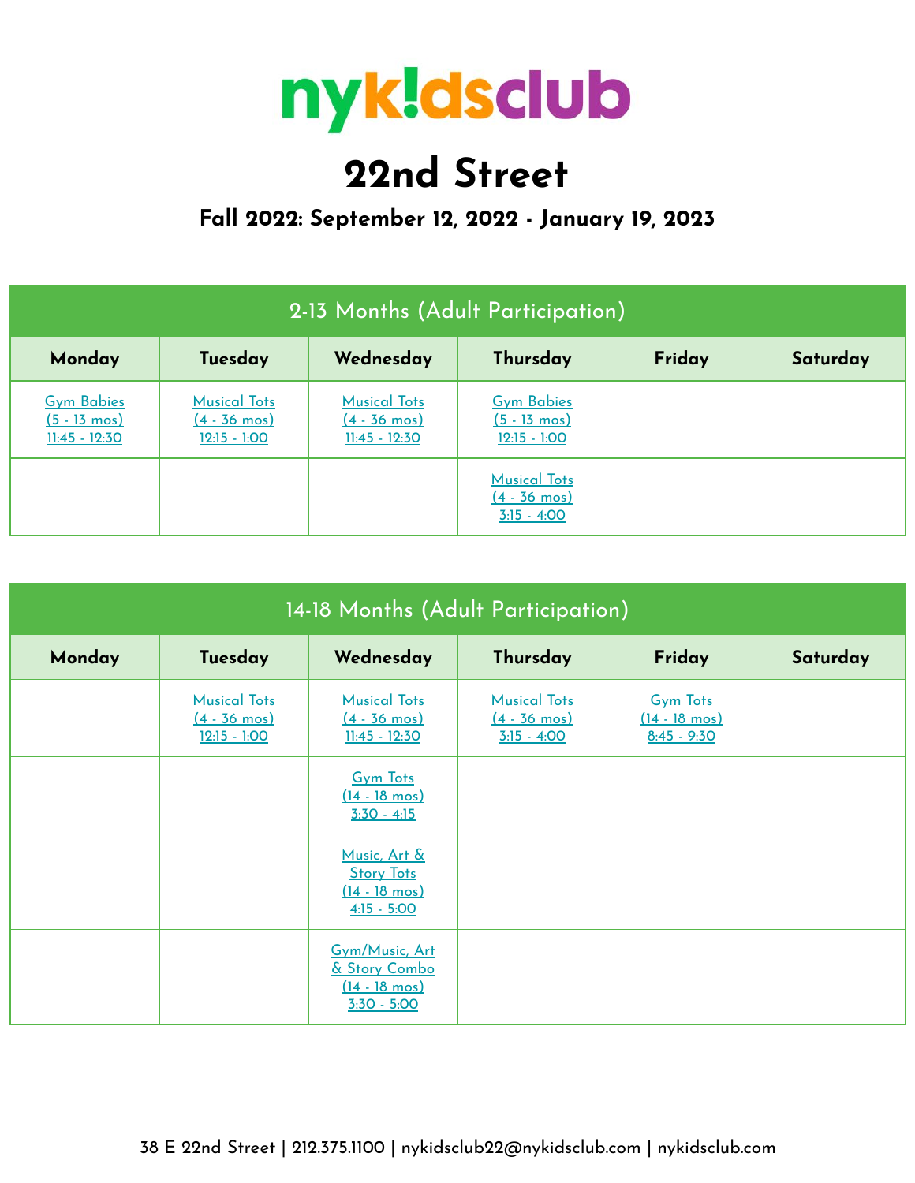# nykidsclub

# 22nd Street

## Fall 2022: September 12, 2022 - January 19, 2023

| 2-13 Months (Adult Participation) | | | | | |
|---|---|---|---|---|---|
| **Monday** | **Tuesday** | **Wednesday** | **Thursday** | **Friday** | **Saturday** |
| Gym Babies (5 - 13 mos) 11:45 - 12:30 | Musical Tots (4 - 36 mos) 12:15 - 1:00 | Musical Tots (4 - 36 mos) 11:45 - 12:30 | Gym Babies (5 - 13 mos) 12:15 - 1:00 | | |
| | | | Musical Tots (4 - 36 mos) 3:15 - 4:00 | | |

| 14-18 Months (Adult Participation) | | | | | |
|---|---|---|---|---|---|
| **Monday** | **Tuesday** | **Wednesday** | **Thursday** | **Friday** | **Saturday** |
| | Musical Tots (4 - 36 mos) 12:15 - 1:00 | Musical Tots (4 - 36 mos) 11:45 - 12:30 | Musical Tots (4 - 36 mos) 3:15 - 4:00 | Gym Tots (14 - 18 mos) 8:45 - 9:30 | |
| | | Gym Tots (14 - 18 mos) 3:30 - 4:15 | | | |
| | | Music, Art & Story Tots (14 - 18 mos) 4:15 - 5:00 | | | |
| | | Gym/Music, Art & Story Combo (14 - 18 mos) 3:30 - 5:00 | | | |

38 E 22nd Street | 212.375.1100 | nykidsclub22@nykidsclub.com | nykidsclub.com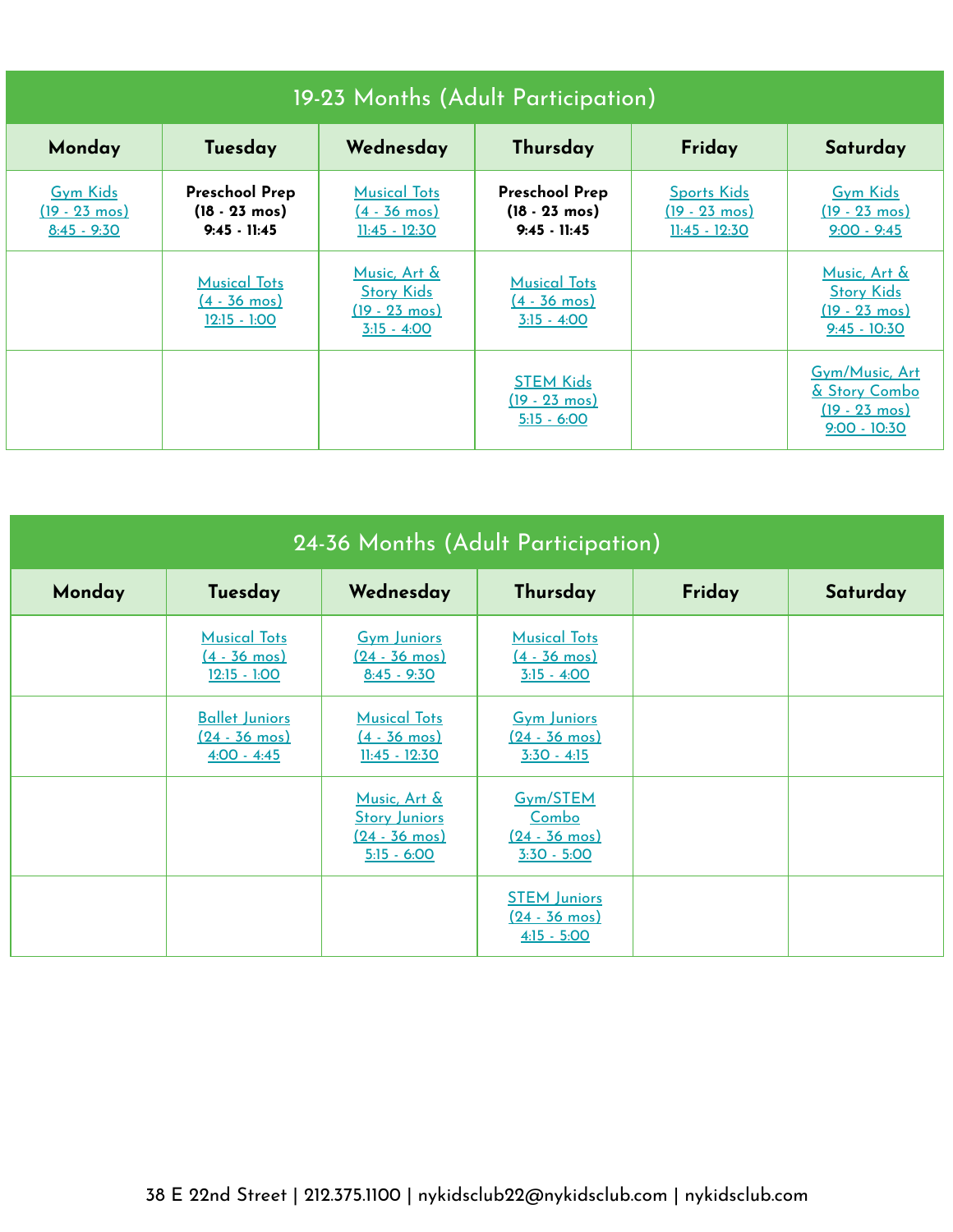## 19-23 Months (Adult Participation)

| Monday | Tuesday | Wednesday | Thursday | Friday | Saturday |
|---|---|---|---|---|---|
| Gym Kids (19 - 23 mos) 8:45 - 9:30 | **Preschool Prep (18 - 23 mos) 9:45 - 11:45** | Musical Tots (4 - 36 mos) 11:45 - 12:30 | **Preschool Prep (18 - 23 mos) 9:45 - 11:45** | Sports Kids (19 - 23 mos) 11:45 - 12:30 | Gym Kids (19 - 23 mos) 9:00 - 9:45 |
| | Musical Tots (4 - 36 mos) 12:15 - 1:00 | Music, Art & Story Kids (19 - 23 mos) 3:15 - 4:00 | Musical Tots (4 - 36 mos) 3:15 - 4:00 | | Music, Art & Story Kids (19 - 23 mos) 9:45 - 10:30 |
| | | | STEM Kids (19 - 23 mos) 5:15 - 6:00 | | Gym/Music, Art & Story Combo (19 - 23 mos) 9:00 - 10:30 |

## 24-36 Months (Adult Participation)

| Monday | Tuesday | Wednesday | Thursday | Friday | Saturday |
|---|---|---|---|---|---|
| | Musical Tots (4 - 36 mos) 12:15 - 1:00 | Gym Juniors (24 - 36 mos) 8:45 - 9:30 | Musical Tots (4 - 36 mos) 3:15 - 4:00 | | |
| | Ballet Juniors (24 - 36 mos) 4:00 - 4:45 | Musical Tots (4 - 36 mos) 11:45 - 12:30 | Gym Juniors (24 - 36 mos) 3:30 - 4:15 | | |
| | | Music, Art & Story Juniors (24 - 36 mos) 5:15 - 6:00 | Gym/STEM Combo (24 - 36 mos) 3:30 - 5:00 | | |
| | | | STEM Juniors (24 - 36 mos) 4:15 - 5:00 | | |

38 E 22nd Street | 212.375.1100 | nykidsclub22@nykidsclub.com | nykidsclub.com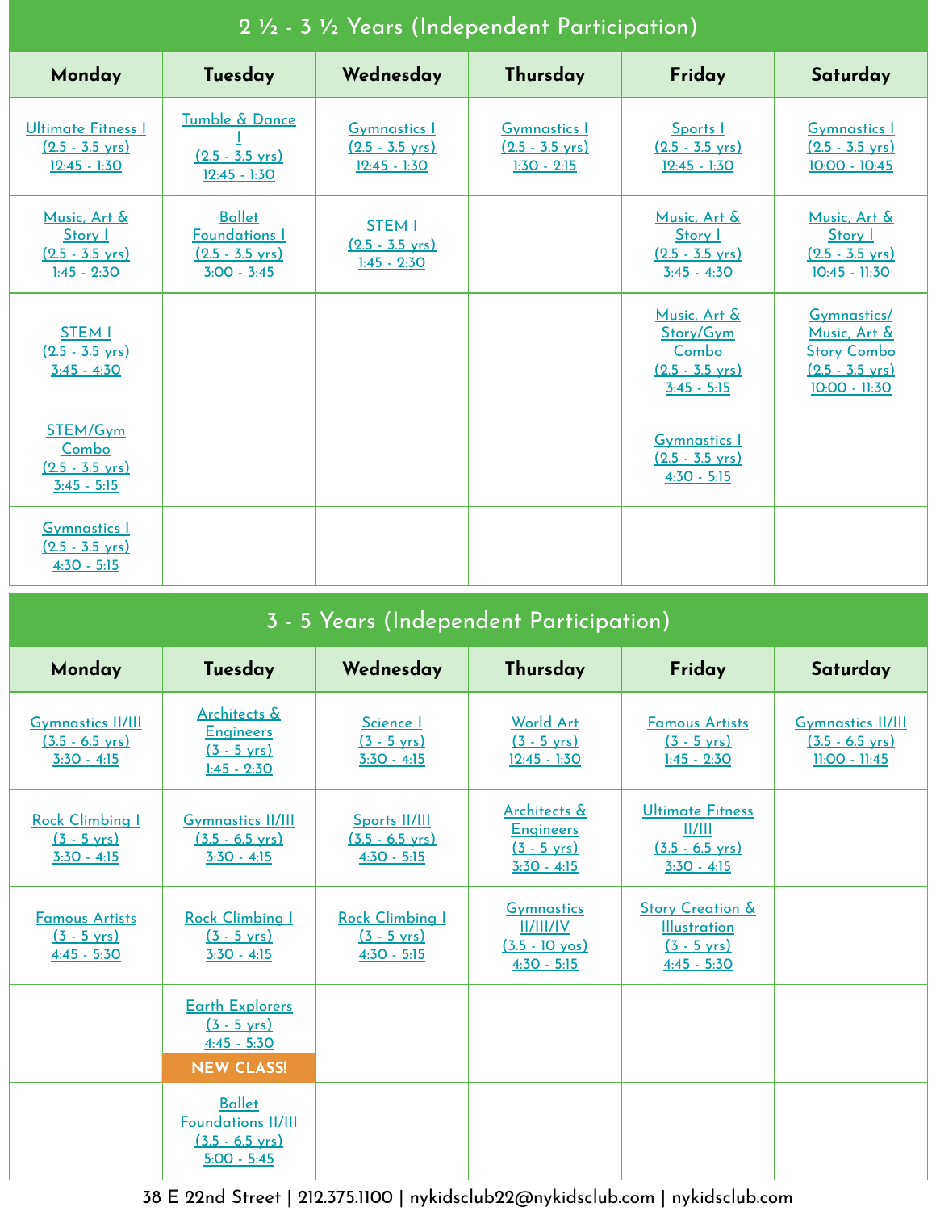## 2 ½ - 3 ½ Years (Independent Participation)

| Monday | Tuesday | Wednesday | Thursday | Friday | Saturday |
|---|---|---|---|---|---|
| Ultimate Fitness I (2.5 - 3.5 yrs) 12:45 - 1:30 | Tumble & Dance I (2.5 - 3.5 yrs) 12:45 - 1:30 | Gymnastics I (2.5 - 3.5 yrs) 12:45 - 1:30 | Gymnastics I (2.5 - 3.5 yrs) 1:30 - 2:15 | Sports I (2.5 - 3.5 yrs) 12:45 - 1:30 | Gymnastics I (2.5 - 3.5 yrs) 10:00 - 10:45 |
| Music, Art & Story I (2.5 - 3.5 yrs) 1:45 - 2:30 | Ballet Foundations I (2.5 - 3.5 yrs) 3:00 - 3:45 | STEM I (2.5 - 3.5 yrs) 1:45 - 2:30 | | Music, Art & Story I (2.5 - 3.5 yrs) 3:45 - 4:30 | Music, Art & Story I (2.5 - 3.5 yrs) 10:45 - 11:30 |
| STEM I (2.5 - 3.5 yrs) 3:45 - 4:30 | | | | Music, Art & Story/Gym Combo (2.5 - 3.5 yrs) 3:45 - 5:15 | Gymnastics/ Music, Art & Story Combo (2.5 - 3.5 yrs) 10:00 - 11:30 |
| STEM/Gym Combo (2.5 - 3.5 yrs) 3:45 - 5:15 | | | | Gymnastics I (2.5 - 3.5 yrs) 4:30 - 5:15 | |
| Gymnastics I (2.5 - 3.5 yrs) 4:30 - 5:15 | | | | | |

## 3 - 5 Years (Independent Participation)

| Monday | Tuesday | Wednesday | Thursday | Friday | Saturday |
|---|---|---|---|---|---|
| Gymnastics II/III (3.5 - 6.5 yrs) 3:30 - 4:15 | Architects & Engineers (3 - 5 yrs) 1:45 - 2:30 | Science I (3 - 5 yrs) 3:30 - 4:15 | World Art (3 - 5 yrs) 12:45 - 1:30 | Famous Artists (3 - 5 yrs) 1:45 - 2:30 | Gymnastics II/III (3.5 - 6.5 yrs) 11:00 - 11:45 |
| Rock Climbing I (3 - 5 yrs) 3:30 - 4:15 | Gymnastics II/III (3.5 - 6.5 yrs) 3:30 - 4:15 | Sports II/III (3.5 - 6.5 yrs) 4:30 - 5:15 | Architects & Engineers (3 - 5 yrs) 3:30 - 4:15 | Ultimate Fitness II/III (3.5 - 6.5 yrs) 3:30 - 4:15 | |
| Famous Artists (3 - 5 yrs) 4:45 - 5:30 | Rock Climbing I (3 - 5 yrs) 3:30 - 4:15 | Rock Climbing I (3 - 5 yrs) 4:30 - 5:15 | Gymnastics II/III/IV (3.5 - 10 yos) 4:30 - 5:15 | Story Creation & Illustration (3 - 5 yrs) 4:45 - 5:30 | |
| | Earth Explorers (3 - 5 yrs) 4:45 - 5:30 **NEW CLASS!** | | | | |
| | Ballet Foundations II/III (3.5 - 6.5 yrs) 5:00 - 5:45 | | | | |

38 E 22nd Street | 212.375.1100 | nykidsclub22@nykidsclub.com | nykidsclub.com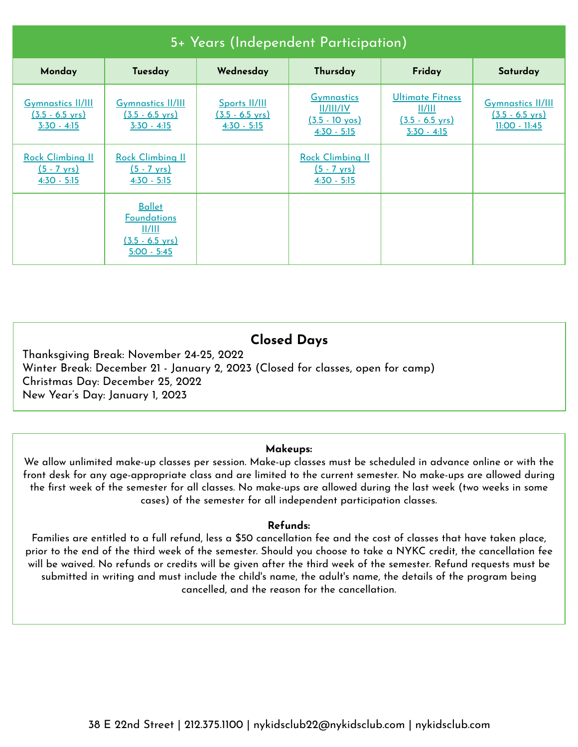| 5+ Years (Independent Participation) | | | | | |
|---|---|---|---|---|---|
| **Monday** | **Tuesday** | **Wednesday** | **Thursday** | **Friday** | **Saturday** |
| Gymnastics II/III (3.5 - 6.5 yrs) 3:30 - 4:15 | Gymnastics II/III (3.5 - 6.5 yrs) 3:30 - 4:15 | Sports II/III (3.5 - 6.5 yrs) 4:30 - 5:15 | Gymnastics II/III/IV (3.5 - 10 yos) 4:30 - 5:15 | Ultimate Fitness II/III (3.5 - 6.5 yrs) 3:30 - 4:15 | Gymnastics II/III (3.5 - 6.5 yrs) 11:00 - 11:45 |
| Rock Climbing II (5 - 7 yrs) 4:30 - 5:15 | Rock Climbing II (5 - 7 yrs) 4:30 - 5:15 | | Rock Climbing II (5 - 7 yrs) 4:30 - 5:15 | | |
| | Ballet Foundations II/III (3.5 - 6.5 yrs) 5:00 - 5:45 | | | | |

## Closed Days

Thanksgiving Break: November 24-25, 2022
Winter Break: December 21 - January 2, 2023 (Closed for classes, open for camp)
Christmas Day: December 25, 2022
New Year's Day: January 1, 2023

**Makeups:**

We allow unlimited make-up classes per session. Make-up classes must be scheduled in advance online or with the front desk for any age-appropriate class and are limited to the current semester. No make-ups are allowed during the first week of the semester for all classes. No make-ups are allowed during the last week (two weeks in some cases) of the semester for all independent participation classes.

**Refunds:**

Families are entitled to a full refund, less a $50 cancellation fee and the cost of classes that have taken place, prior to the end of the third week of the semester. Should you choose to take a NYKC credit, the cancellation fee will be waived. No refunds or credits will be given after the third week of the semester. Refund requests must be submitted in writing and must include the child's name, the adult's name, the details of the program being cancelled, and the reason for the cancellation.

38 E 22nd Street | 212.375.1100 | nykidsclub22@nykidsclub.com | nykidsclub.com